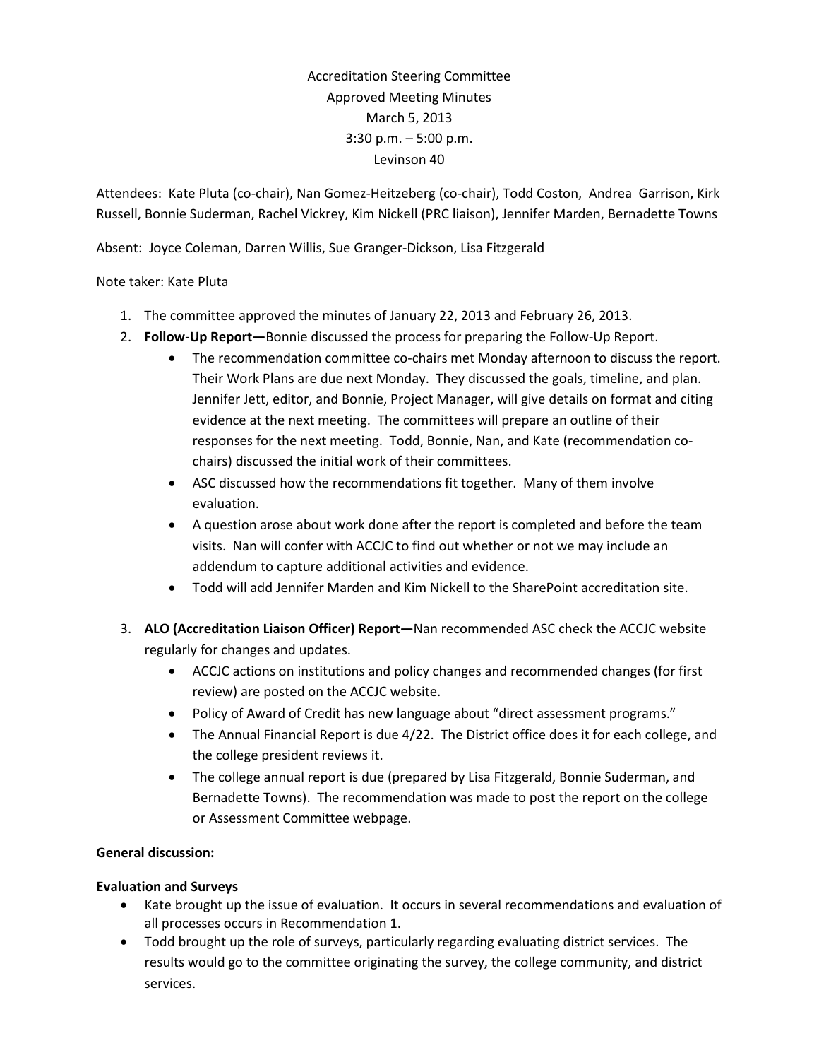Accreditation Steering Committee
Approved Meeting Minutes
March 5, 2013
3:30 p.m. – 5:00 p.m.
Levinson 40

Attendees: Kate Pluta (co-chair), Nan Gomez-Heitzeberg (co-chair), Todd Coston, Andrea Garrison, Kirk Russell, Bonnie Suderman, Rachel Vickrey, Kim Nickell (PRC liaison), Jennifer Marden, Bernadette Towns

Absent: Joyce Coleman, Darren Willis, Sue Granger-Dickson, Lisa Fitzgerald

Note taker: Kate Pluta

1. The committee approved the minutes of January 22, 2013 and February 26, 2013.
2. **Follow-Up Report—**Bonnie discussed the process for preparing the Follow-Up Report.
   - The recommendation committee co-chairs met Monday afternoon to discuss the report. Their Work Plans are due next Monday. They discussed the goals, timeline, and plan. Jennifer Jett, editor, and Bonnie, Project Manager, will give details on format and citing evidence at the next meeting. The committees will prepare an outline of their responses for the next meeting. Todd, Bonnie, Nan, and Kate (recommendation co-chairs) discussed the initial work of their committees.
   - ASC discussed how the recommendations fit together. Many of them involve evaluation.
   - A question arose about work done after the report is completed and before the team visits. Nan will confer with ACCJC to find out whether or not we may include an addendum to capture additional activities and evidence.
   - Todd will add Jennifer Marden and Kim Nickell to the SharePoint accreditation site.
3. **ALO (Accreditation Liaison Officer) Report—**Nan recommended ASC check the ACCJC website regularly for changes and updates.
   - ACCJC actions on institutions and policy changes and recommended changes (for first review) are posted on the ACCJC website.
   - Policy of Award of Credit has new language about "direct assessment programs."
   - The Annual Financial Report is due 4/22. The District office does it for each college, and the college president reviews it.
   - The college annual report is due (prepared by Lisa Fitzgerald, Bonnie Suderman, and Bernadette Towns). The recommendation was made to post the report on the college or Assessment Committee webpage.

**General discussion:**

**Evaluation and Surveys**

- Kate brought up the issue of evaluation. It occurs in several recommendations and evaluation of all processes occurs in Recommendation 1.
- Todd brought up the role of surveys, particularly regarding evaluating district services. The results would go to the committee originating the survey, the college community, and district services.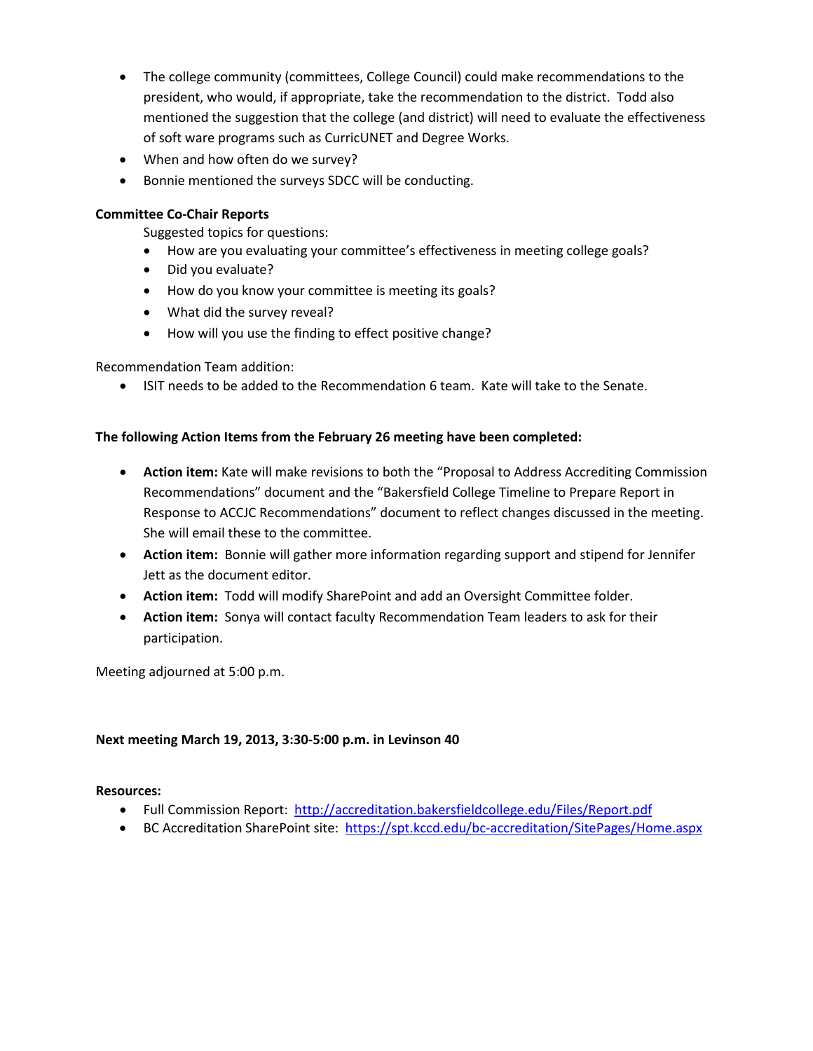- The college community (committees, College Council) could make recommendations to the president, who would, if appropriate, take the recommendation to the district. Todd also mentioned the suggestion that the college (and district) will need to evaluate the effectiveness of soft ware programs such as CurricUNET and Degree Works.
- When and how often do we survey?
- Bonnie mentioned the surveys SDCC will be conducting.

**Committee Co-Chair Reports**

Suggested topics for questions:

- How are you evaluating your committee's effectiveness in meeting college goals?
- Did you evaluate?
- How do you know your committee is meeting its goals?
- What did the survey reveal?
- How will you use the finding to effect positive change?

Recommendation Team addition:

- ISIT needs to be added to the Recommendation 6 team. Kate will take to the Senate.

**The following Action Items from the February 26 meeting have been completed:**

- **Action item:** Kate will make revisions to both the "Proposal to Address Accrediting Commission Recommendations" document and the "Bakersfield College Timeline to Prepare Report in Response to ACCJC Recommendations" document to reflect changes discussed in the meeting. She will email these to the committee.
- **Action item:** Bonnie will gather more information regarding support and stipend for Jennifer Jett as the document editor.
- **Action item:** Todd will modify SharePoint and add an Oversight Committee folder.
- **Action item:** Sonya will contact faculty Recommendation Team leaders to ask for their participation.

Meeting adjourned at 5:00 p.m.

**Next meeting March 19, 2013, 3:30-5:00 p.m. in Levinson 40**

**Resources:**

- Full Commission Report: http://accreditation.bakersfieldcollege.edu/Files/Report.pdf
- BC Accreditation SharePoint site: https://spt.kccd.edu/bc-accreditation/SitePages/Home.aspx